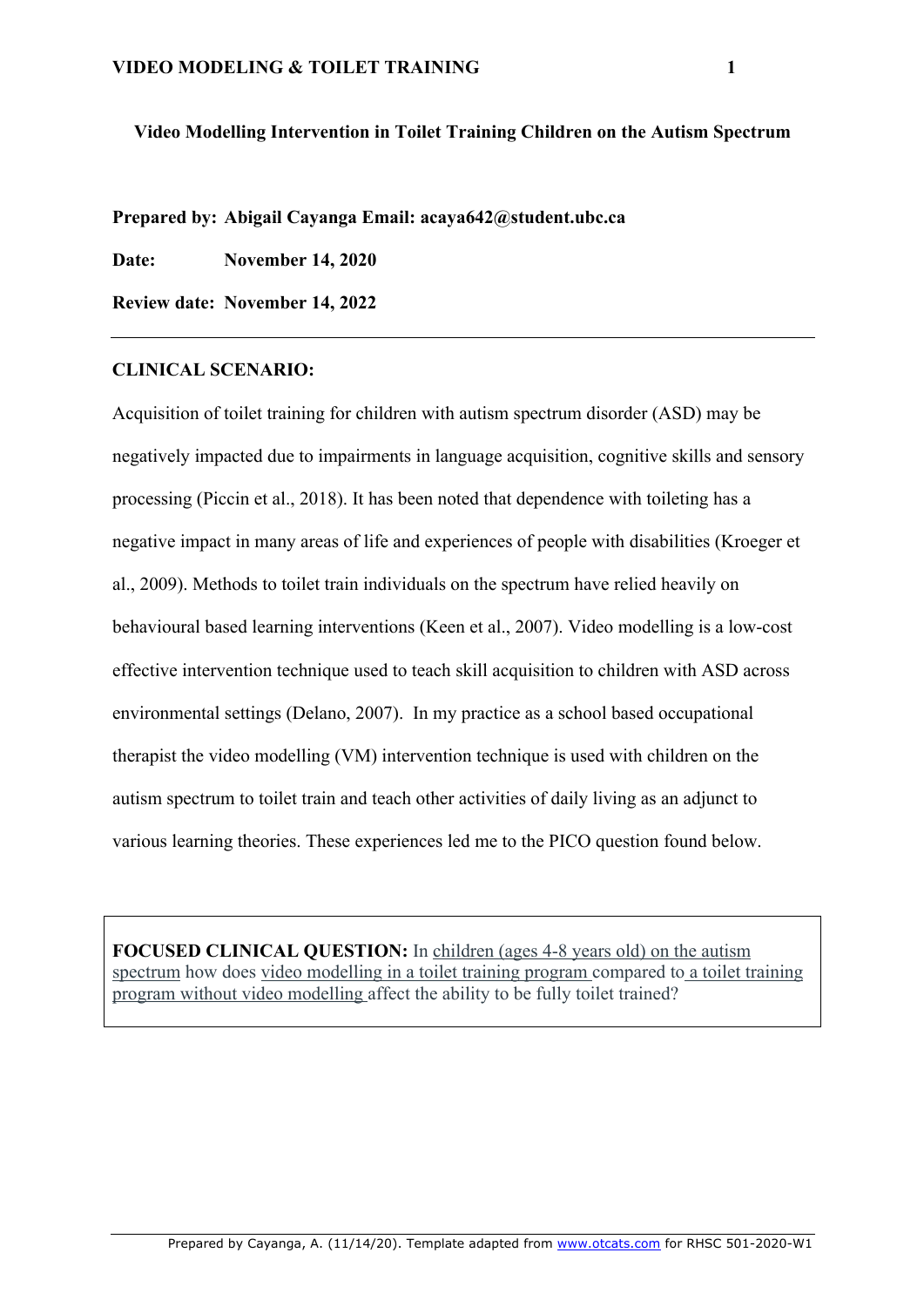# Video Modelling Intervention in Toilet Training Children on the Autism Spectrum

**Prepared by: Abigail Cayanga Email: acaya642@student.ubc.ca**

**Date: November 14, 2020**

**Review date: November 14, 2022**

---

## CLINICAL SCENARIO:

Acquisition of toilet training for children with autism spectrum disorder (ASD) may be negatively impacted due to impairments in language acquisition, cognitive skills and sensory processing (Piccin et al., 2018). It has been noted that dependence with toileting has a negative impact in many areas of life and experiences of people with disabilities (Kroeger et al., 2009). Methods to toilet train individuals on the spectrum have relied heavily on behavioural based learning interventions (Keen et al., 2007). Video modelling is a low-cost effective intervention technique used to teach skill acquisition to children with ASD across environmental settings (Delano, 2007). In my practice as a school based occupational therapist the video modelling (VM) intervention technique is used with children on the autism spectrum to toilet train and teach other activities of daily living as an adjunct to various learning theories. These experiences led me to the PICO question found below.

**FOCUSED CLINICAL QUESTION:** In children (ages 4-8 years old) on the autism spectrum how does video modelling in a toilet training program compared to a toilet training program without video modelling affect the ability to be fully toilet trained?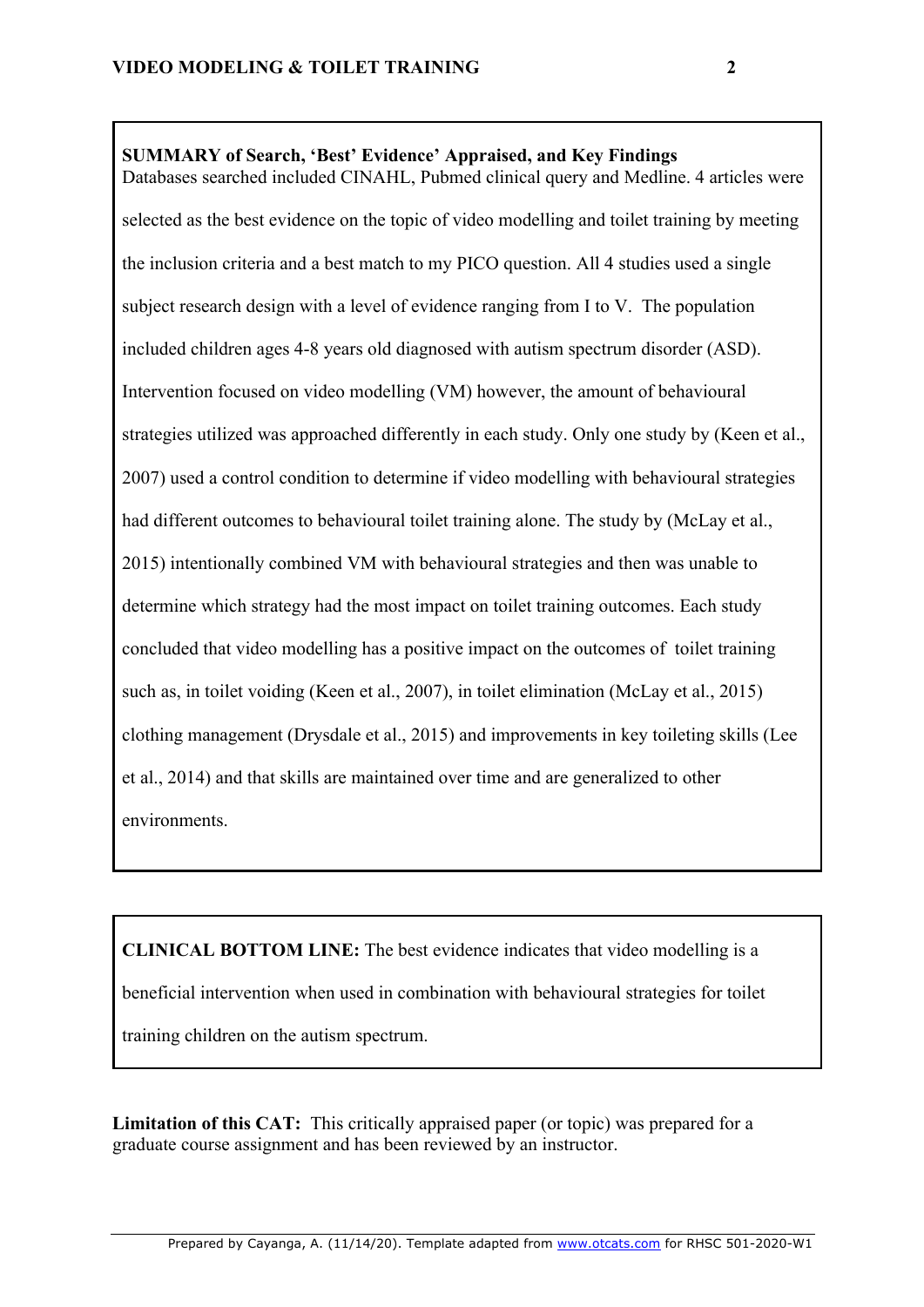**SUMMARY of Search, 'Best' Evidence' Appraised, and Key Findings**
Databases searched included CINAHL, Pubmed clinical query and Medline. 4 articles were selected as the best evidence on the topic of video modelling and toilet training by meeting the inclusion criteria and a best match to my PICO question. All 4 studies used a single subject research design with a level of evidence ranging from I to V. The population included children ages 4-8 years old diagnosed with autism spectrum disorder (ASD). Intervention focused on video modelling (VM) however, the amount of behavioural strategies utilized was approached differently in each study. Only one study by (Keen et al., 2007) used a control condition to determine if video modelling with behavioural strategies had different outcomes to behavioural toilet training alone. The study by (McLay et al., 2015) intentionally combined VM with behavioural strategies and then was unable to determine which strategy had the most impact on toilet training outcomes. Each study concluded that video modelling has a positive impact on the outcomes of toilet training such as, in toilet voiding (Keen et al., 2007), in toilet elimination (McLay et al., 2015) clothing management (Drysdale et al., 2015) and improvements in key toileting skills (Lee et al., 2014) and that skills are maintained over time and are generalized to other environments.

**CLINICAL BOTTOM LINE:** The best evidence indicates that video modelling is a beneficial intervention when used in combination with behavioural strategies for toilet training children on the autism spectrum.

**Limitation of this CAT:** This critically appraised paper (or topic) was prepared for a graduate course assignment and has been reviewed by an instructor.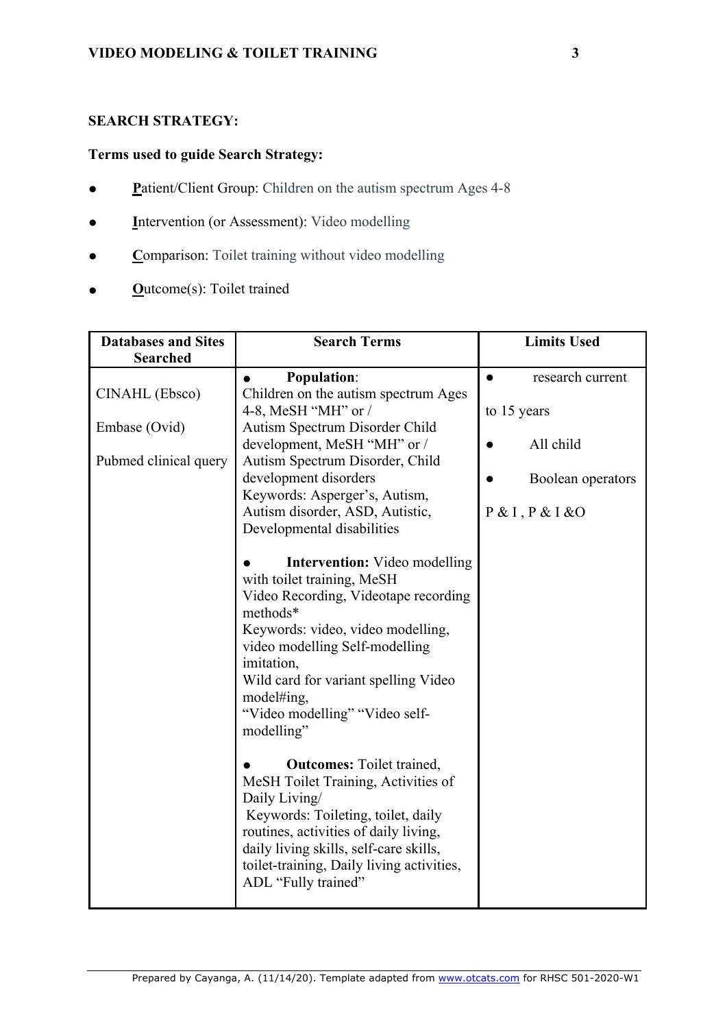**SEARCH STRATEGY:**

**Terms used to guide Search Strategy:**

- **P**atient/Client Group: Children on the autism spectrum Ages 4-8
- **I**ntervention (or Assessment): Video modelling
- **C**omparison: Toilet training without video modelling
- **O**utcome(s): Toilet trained

| Databases and Sites Searched | Search Terms | Limits Used |
|---|---|---|
| CINAHL (Ebsco)<br><br>Embase (Ovid)<br><br>Pubmed clinical query | ● **Population**: Children on the autism spectrum Ages 4-8, MeSH "MH" or / Autism Spectrum Disorder Child development, MeSH "MH" or / Autism Spectrum Disorder, Child development disorders<br>Keywords: Asperger's, Autism, Autism disorder, ASD, Autistic, Developmental disabilities<br><br>● **Intervention:** Video modelling with toilet training, MeSH Video Recording, Videotape recording methods*<br>Keywords: video, video modelling, video modelling Self-modelling imitation,<br>Wild card for variant spelling Video model#ing,<br>"Video modelling" "Video self-modelling"<br><br>● **Outcomes:** Toilet trained, MeSH Toilet Training, Activities of Daily Living/<br>Keywords: Toileting, toilet, daily routines, activities of daily living, daily living skills, self-care skills, toilet-training, Daily living activities, ADL "Fully trained" | ● research current to 15 years<br><br>● All child<br><br>● Boolean operators P & I , P & I &O |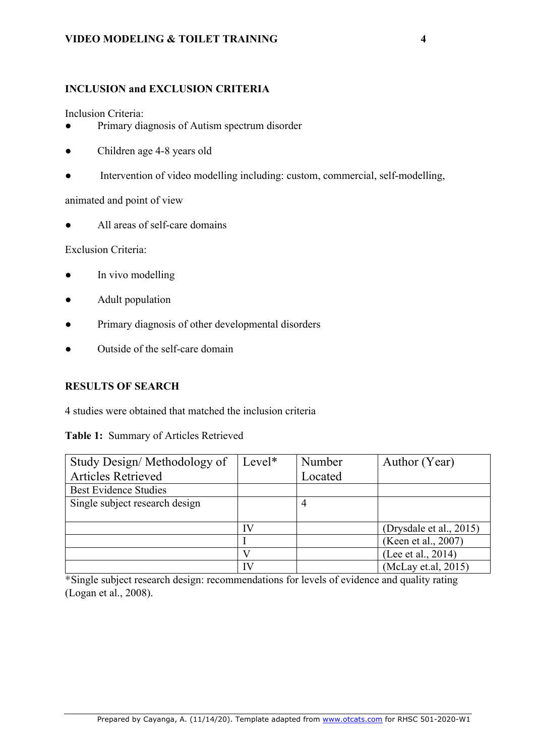## INCLUSION and EXCLUSION CRITERIA

Inclusion Criteria:

- Primary diagnosis of Autism spectrum disorder
- Children age 4-8 years old
- Intervention of video modelling including: custom, commercial, self-modelling, animated and point of view
- All areas of self-care domains

Exclusion Criteria:

- In vivo modelling
- Adult population
- Primary diagnosis of other developmental disorders
- Outside of the self-care domain

## RESULTS OF SEARCH

4 studies were obtained that matched the inclusion criteria

**Table 1:** Summary of Articles Retrieved

| Study Design/ Methodology of Articles Retrieved | Level* | Number Located | Author (Year) |
|---|---|---|---|
| Best Evidence Studies | | | |
| Single subject research design | | 4 | |
| | IV | | (Drysdale et al., 2015) |
| | I | | (Keen et al., 2007) |
| | V | | (Lee et al., 2014) |
| | IV | | (McLay et.al, 2015) |

*Single subject research design: recommendations for levels of evidence and quality rating (Logan et al., 2008).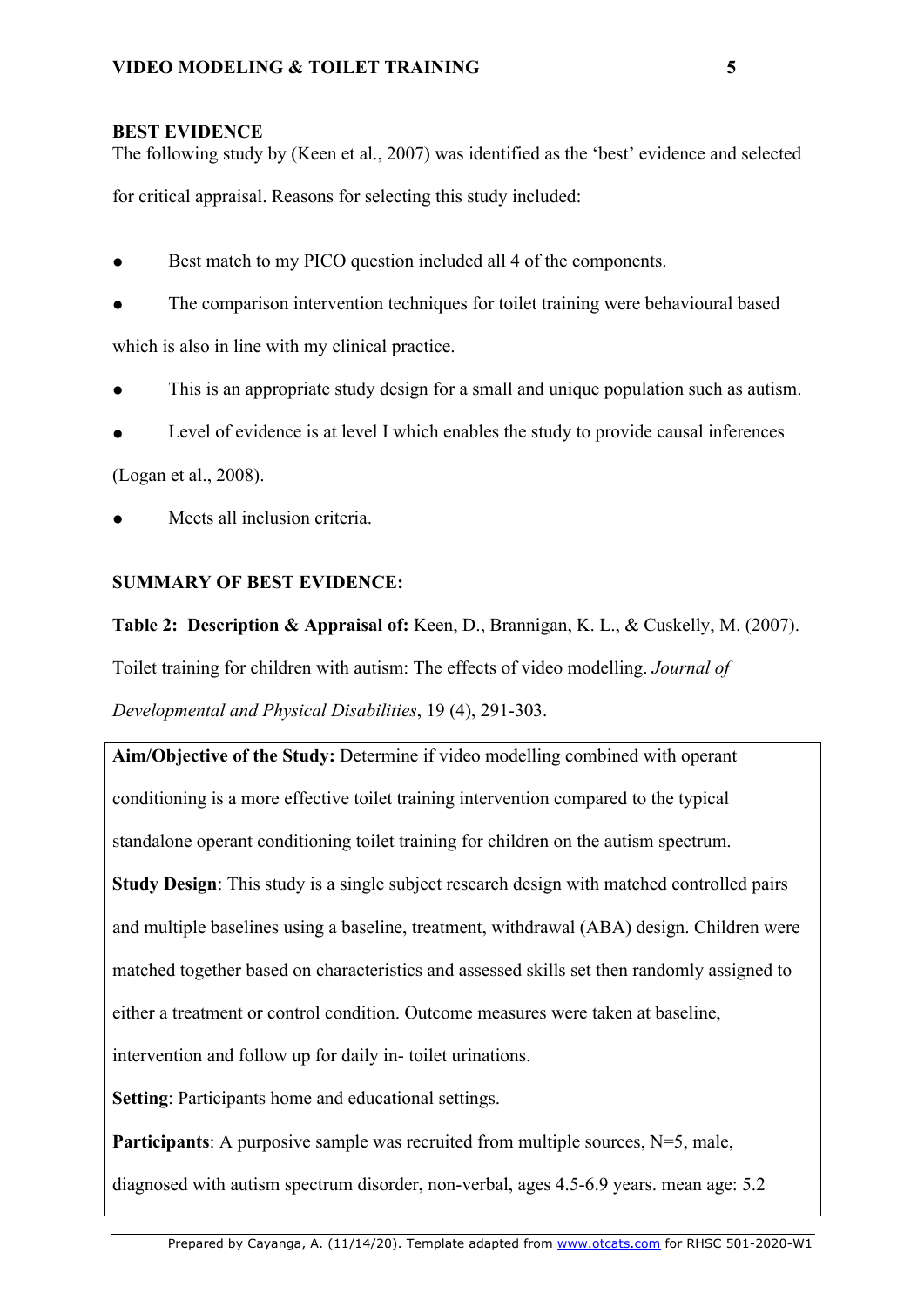**BEST EVIDENCE**

The following study by (Keen et al., 2007) was identified as the 'best' evidence and selected for critical appraisal. Reasons for selecting this study included:

- Best match to my PICO question included all 4 of the components.
- The comparison intervention techniques for toilet training were behavioural based which is also in line with my clinical practice.
- This is an appropriate study design for a small and unique population such as autism.
- Level of evidence is at level I which enables the study to provide causal inferences (Logan et al., 2008).
- Meets all inclusion criteria.

**SUMMARY OF BEST EVIDENCE:**

**Table 2: Description & Appraisal of:** Keen, D., Brannigan, K. L., & Cuskelly, M. (2007). Toilet training for children with autism: The effects of video modelling. *Journal of Developmental and Physical Disabilities*, 19 (4), 291-303.

**Aim/Objective of the Study:** Determine if video modelling combined with operant conditioning is a more effective toilet training intervention compared to the typical standalone operant conditioning toilet training for children on the autism spectrum.

**Study Design**: This study is a single subject research design with matched controlled pairs and multiple baselines using a baseline, treatment, withdrawal (ABA) design. Children were matched together based on characteristics and assessed skills set then randomly assigned to either a treatment or control condition. Outcome measures were taken at baseline, intervention and follow up for daily in- toilet urinations.

**Setting**: Participants home and educational settings.

**Participants**: A purposive sample was recruited from multiple sources, N=5, male, diagnosed with autism spectrum disorder, non-verbal, ages 4.5-6.9 years. mean age: 5.2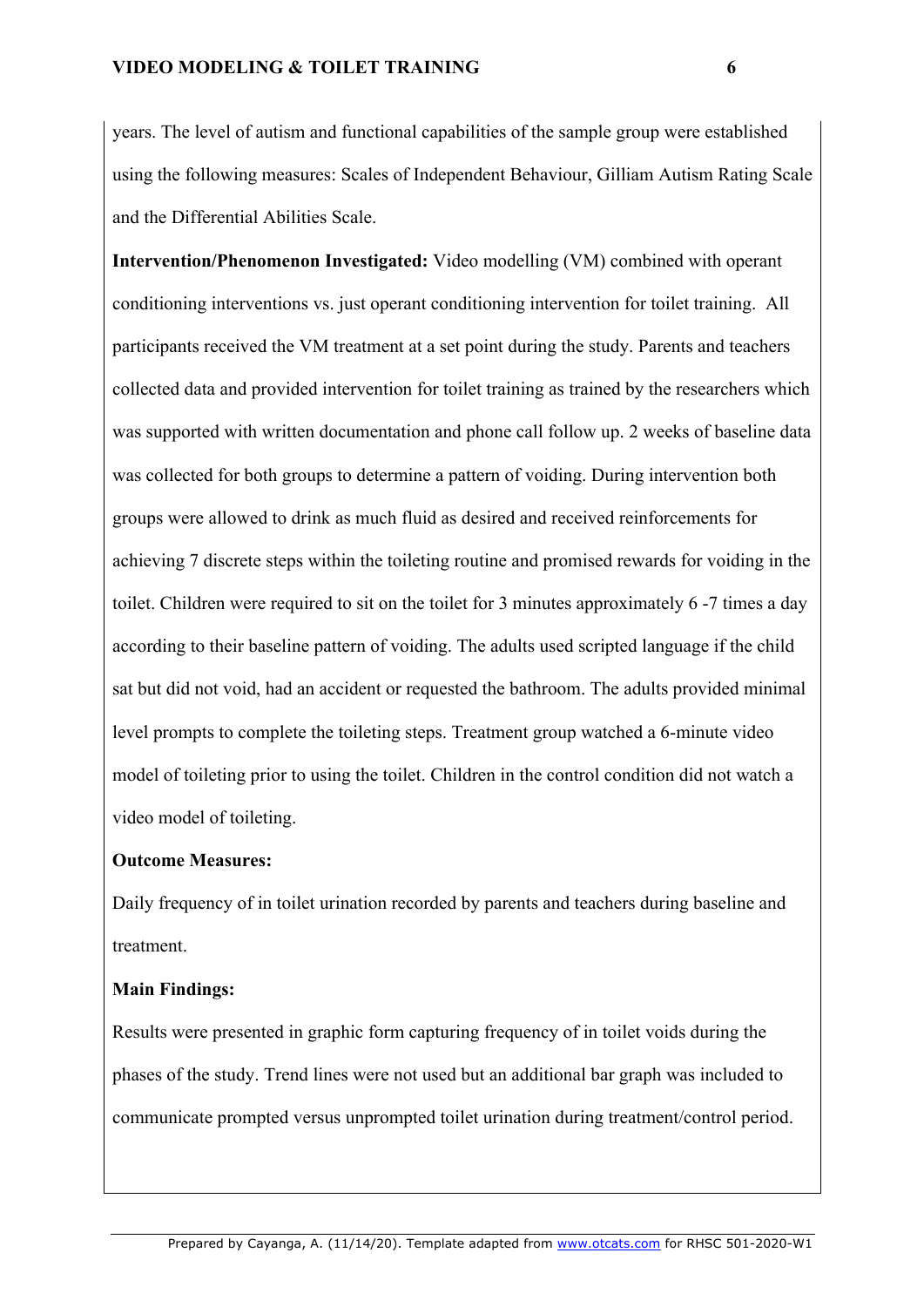years. The level of autism and functional capabilities of the sample group were established using the following measures: Scales of Independent Behaviour, Gilliam Autism Rating Scale and the Differential Abilities Scale.

**Intervention/Phenomenon Investigated:** Video modelling (VM) combined with operant conditioning interventions vs. just operant conditioning intervention for toilet training. All participants received the VM treatment at a set point during the study. Parents and teachers collected data and provided intervention for toilet training as trained by the researchers which was supported with written documentation and phone call follow up. 2 weeks of baseline data was collected for both groups to determine a pattern of voiding. During intervention both groups were allowed to drink as much fluid as desired and received reinforcements for achieving 7 discrete steps within the toileting routine and promised rewards for voiding in the toilet. Children were required to sit on the toilet for 3 minutes approximately 6 -7 times a day according to their baseline pattern of voiding. The adults used scripted language if the child sat but did not void, had an accident or requested the bathroom. The adults provided minimal level prompts to complete the toileting steps. Treatment group watched a 6-minute video model of toileting prior to using the toilet. Children in the control condition did not watch a video model of toileting.

**Outcome Measures:**

Daily frequency of in toilet urination recorded by parents and teachers during baseline and treatment.

**Main Findings:**

Results were presented in graphic form capturing frequency of in toilet voids during the phases of the study. Trend lines were not used but an additional bar graph was included to communicate prompted versus unprompted toilet urination during treatment/control period.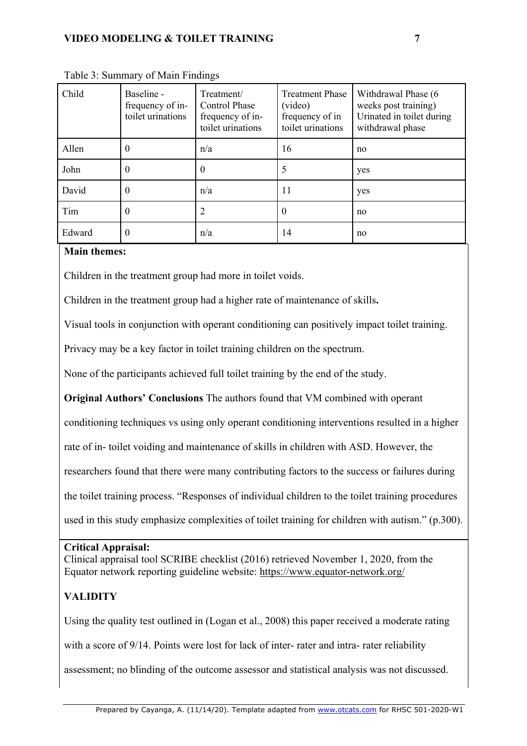Table 3: Summary of Main Findings

| Child | Baseline - frequency of in-toilet urinations | Treatment/ Control Phase frequency of in-toilet urinations | Treatment Phase (video) frequency of in toilet urinations | Withdrawal Phase (6 weeks post training) Urinated in toilet during withdrawal phase |
|---|---|---|---|---|
| Allen | 0 | n/a | 16 | no |
| John | 0 | 0 | 5 | yes |
| David | 0 | n/a | 11 | yes |
| Tim | 0 | 2 | 0 | no |
| Edward | 0 | n/a | 14 | no |

**Main themes:**

Children in the treatment group had more in toilet voids.

Children in the treatment group had a higher rate of maintenance of skills**.**

Visual tools in conjunction with operant conditioning can positively impact toilet training.

Privacy may be a key factor in toilet training children on the spectrum.

None of the participants achieved full toilet training by the end of the study.

**Original Authors' Conclusions** The authors found that VM combined with operant conditioning techniques vs using only operant conditioning interventions resulted in a higher rate of in- toilet voiding and maintenance of skills in children with ASD. However, the researchers found that there were many contributing factors to the success or failures during the toilet training process. "Responses of individual children to the toilet training procedures used in this study emphasize complexities of toilet training for children with autism." (p.300).

**Critical Appraisal:**
Clinical appraisal tool SCRIBE checklist (2016) retrieved November 1, 2020, from the Equator network reporting guideline website: https://www.equator-network.org/

**VALIDITY**

Using the quality test outlined in (Logan et al., 2008) this paper received a moderate rating with a score of 9/14. Points were lost for lack of inter- rater and intra- rater reliability assessment; no blinding of the outcome assessor and statistical analysis was not discussed.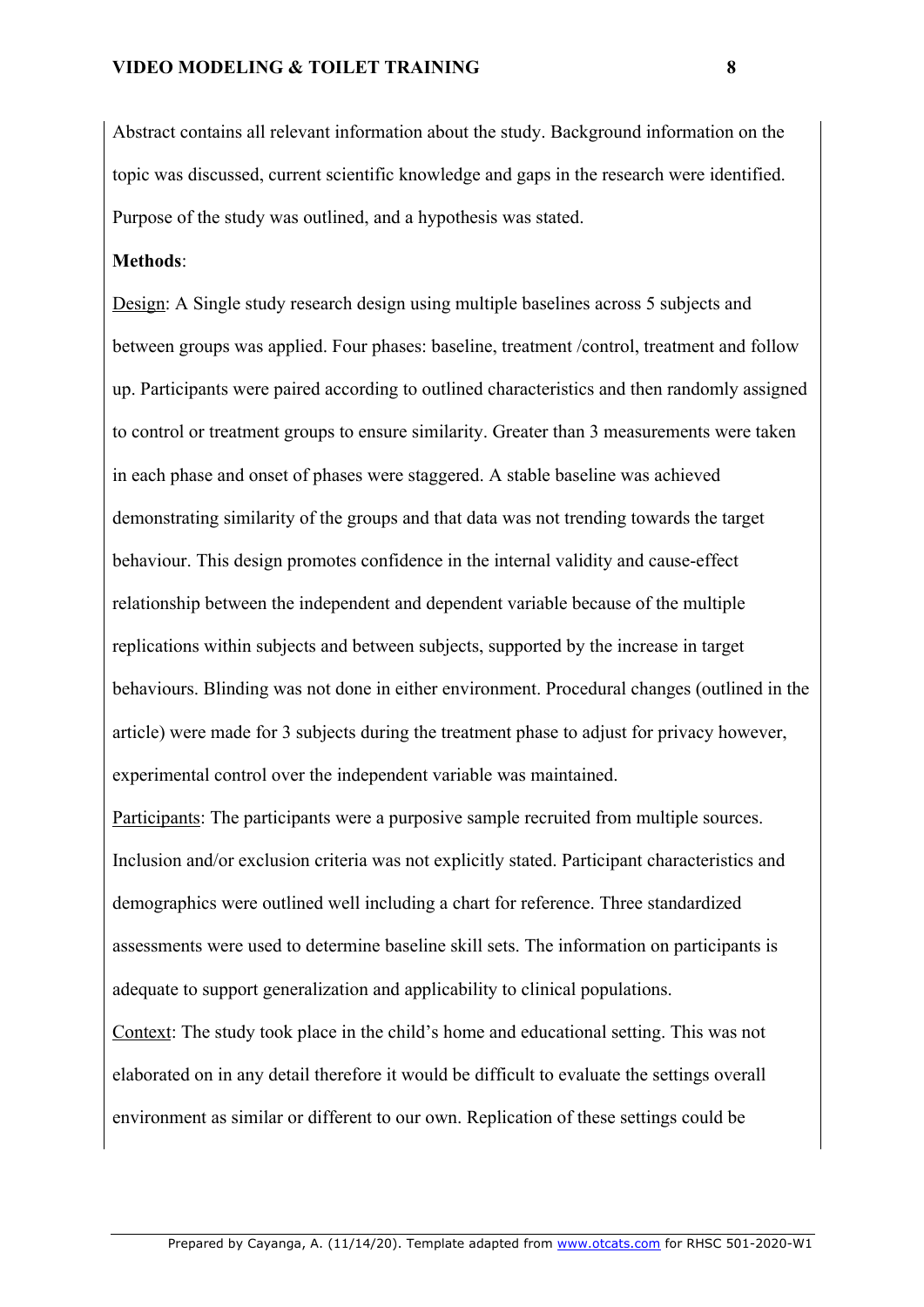Abstract contains all relevant information about the study. Background information on the topic was discussed, current scientific knowledge and gaps in the research were identified. Purpose of the study was outlined, and a hypothesis was stated.

**Methods**:

Design: A Single study research design using multiple baselines across 5 subjects and between groups was applied. Four phases: baseline, treatment /control, treatment and follow up. Participants were paired according to outlined characteristics and then randomly assigned to control or treatment groups to ensure similarity. Greater than 3 measurements were taken in each phase and onset of phases were staggered. A stable baseline was achieved demonstrating similarity of the groups and that data was not trending towards the target behaviour. This design promotes confidence in the internal validity and cause-effect relationship between the independent and dependent variable because of the multiple replications within subjects and between subjects, supported by the increase in target behaviours. Blinding was not done in either environment. Procedural changes (outlined in the article) were made for 3 subjects during the treatment phase to adjust for privacy however, experimental control over the independent variable was maintained.

Participants: The participants were a purposive sample recruited from multiple sources. Inclusion and/or exclusion criteria was not explicitly stated. Participant characteristics and demographics were outlined well including a chart for reference. Three standardized assessments were used to determine baseline skill sets. The information on participants is adequate to support generalization and applicability to clinical populations.

Context: The study took place in the child's home and educational setting. This was not elaborated on in any detail therefore it would be difficult to evaluate the settings overall environment as similar or different to our own. Replication of these settings could be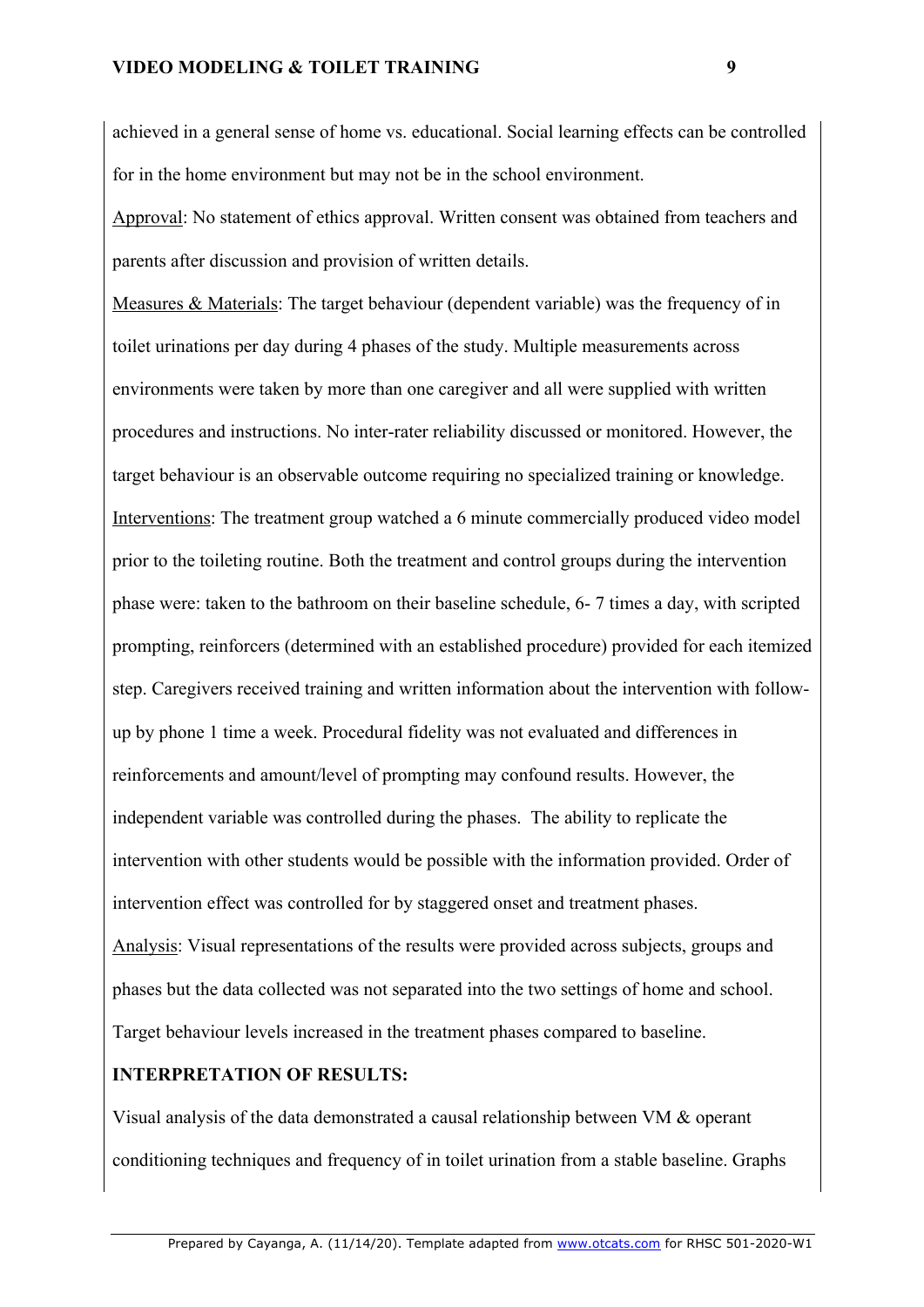achieved in a general sense of home vs. educational. Social learning effects can be controlled for in the home environment but may not be in the school environment.

Approval: No statement of ethics approval. Written consent was obtained from teachers and parents after discussion and provision of written details.

Measures & Materials: The target behaviour (dependent variable) was the frequency of in toilet urinations per day during 4 phases of the study. Multiple measurements across environments were taken by more than one caregiver and all were supplied with written procedures and instructions. No inter-rater reliability discussed or monitored. However, the target behaviour is an observable outcome requiring no specialized training or knowledge.

Interventions: The treatment group watched a 6 minute commercially produced video model prior to the toileting routine. Both the treatment and control groups during the intervention phase were: taken to the bathroom on their baseline schedule, 6- 7 times a day, with scripted prompting, reinforcers (determined with an established procedure) provided for each itemized step. Caregivers received training and written information about the intervention with follow-up by phone 1 time a week. Procedural fidelity was not evaluated and differences in reinforcements and amount/level of prompting may confound results. However, the independent variable was controlled during the phases. The ability to replicate the intervention with other students would be possible with the information provided. Order of intervention effect was controlled for by staggered onset and treatment phases.

Analysis: Visual representations of the results were provided across subjects, groups and phases but the data collected was not separated into the two settings of home and school. Target behaviour levels increased in the treatment phases compared to baseline.

**INTERPRETATION OF RESULTS:**

Visual analysis of the data demonstrated a causal relationship between VM & operant conditioning techniques and frequency of in toilet urination from a stable baseline. Graphs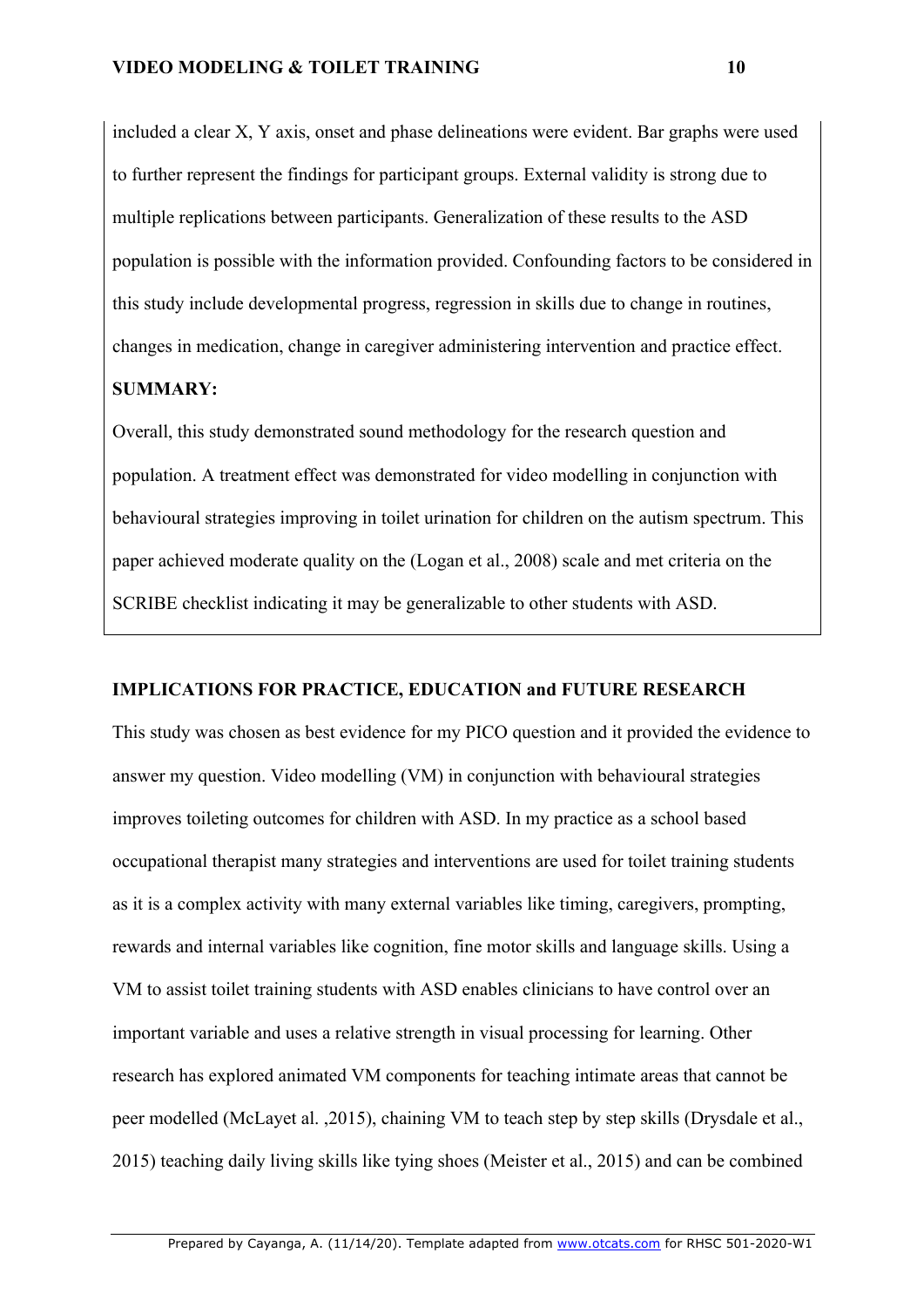included a clear X, Y axis, onset and phase delineations were evident. Bar graphs were used to further represent the findings for participant groups. External validity is strong due to multiple replications between participants. Generalization of these results to the ASD population is possible with the information provided. Confounding factors to be considered in this study include developmental progress, regression in skills due to change in routines, changes in medication, change in caregiver administering intervention and practice effect.

**SUMMARY:**

Overall, this study demonstrated sound methodology for the research question and population. A treatment effect was demonstrated for video modelling in conjunction with behavioural strategies improving in toilet urination for children on the autism spectrum. This paper achieved moderate quality on the (Logan et al., 2008) scale and met criteria on the SCRIBE checklist indicating it may be generalizable to other students with ASD.

## IMPLICATIONS FOR PRACTICE, EDUCATION and FUTURE RESEARCH

This study was chosen as best evidence for my PICO question and it provided the evidence to answer my question. Video modelling (VM) in conjunction with behavioural strategies improves toileting outcomes for children with ASD. In my practice as a school based occupational therapist many strategies and interventions are used for toilet training students as it is a complex activity with many external variables like timing, caregivers, prompting, rewards and internal variables like cognition, fine motor skills and language skills. Using a VM to assist toilet training students with ASD enables clinicians to have control over an important variable and uses a relative strength in visual processing for learning. Other research has explored animated VM components for teaching intimate areas that cannot be peer modelled (McLayet al. ,2015), chaining VM to teach step by step skills (Drysdale et al., 2015) teaching daily living skills like tying shoes (Meister et al., 2015) and can be combined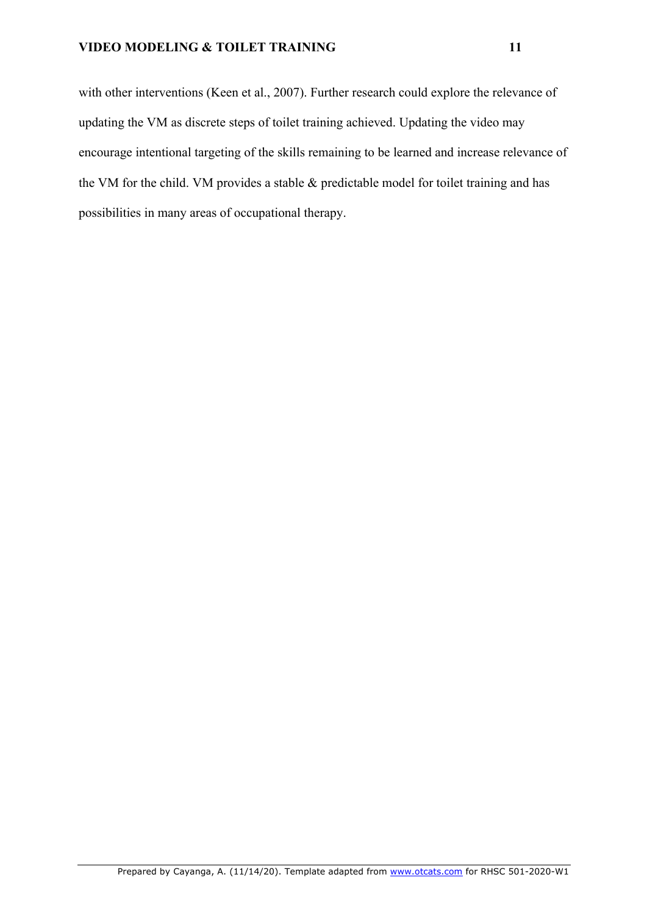with other interventions (Keen et al., 2007). Further research could explore the relevance of updating the VM as discrete steps of toilet training achieved. Updating the video may encourage intentional targeting of the skills remaining to be learned and increase relevance of the VM for the child. VM provides a stable & predictable model for toilet training and has possibilities in many areas of occupational therapy.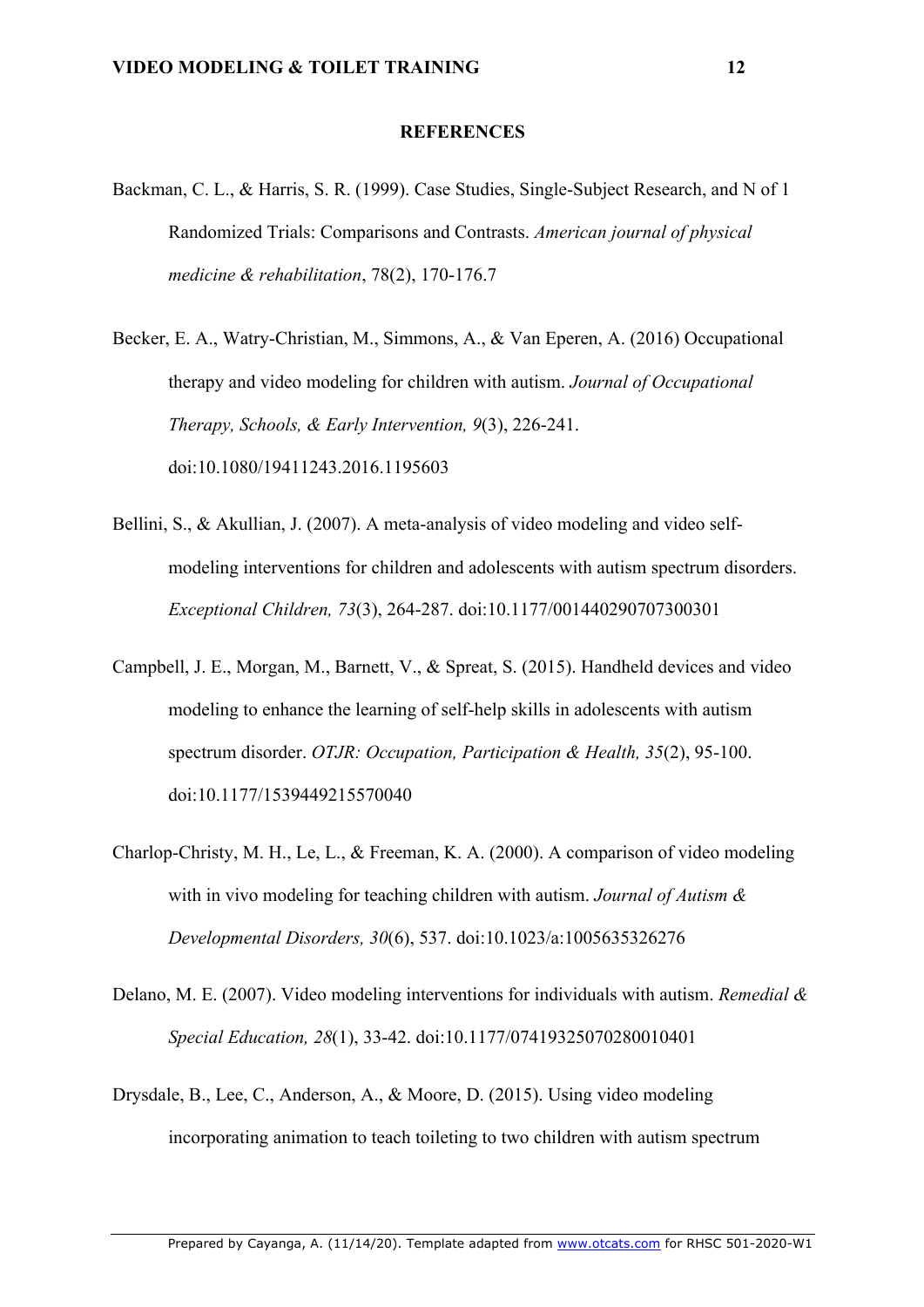**REFERENCES**

Backman, C. L., & Harris, S. R. (1999). Case Studies, Single-Subject Research, and N of 1 Randomized Trials: Comparisons and Contrasts. *American journal of physical medicine & rehabilitation*, 78(2), 170-176.7

Becker, E. A., Watry-Christian, M., Simmons, A., & Van Eperen, A. (2016) Occupational therapy and video modeling for children with autism. *Journal of Occupational Therapy, Schools, & Early Intervention, 9*(3), 226-241. doi:10.1080/19411243.2016.1195603

Bellini, S., & Akullian, J. (2007). A meta-analysis of video modeling and video self-modeling interventions for children and adolescents with autism spectrum disorders. *Exceptional Children, 73*(3), 264-287. doi:10.1177/001440290707300301

Campbell, J. E., Morgan, M., Barnett, V., & Spreat, S. (2015). Handheld devices and video modeling to enhance the learning of self-help skills in adolescents with autism spectrum disorder. *OTJR: Occupation, Participation & Health, 35*(2), 95-100. doi:10.1177/1539449215570040

Charlop-Christy, M. H., Le, L., & Freeman, K. A. (2000). A comparison of video modeling with in vivo modeling for teaching children with autism. *Journal of Autism & Developmental Disorders, 30*(6), 537. doi:10.1023/a:1005635326276

Delano, M. E. (2007). Video modeling interventions for individuals with autism. *Remedial & Special Education, 28*(1), 33-42. doi:10.1177/07419325070280010401

Drysdale, B., Lee, C., Anderson, A., & Moore, D. (2015). Using video modeling incorporating animation to teach toileting to two children with autism spectrum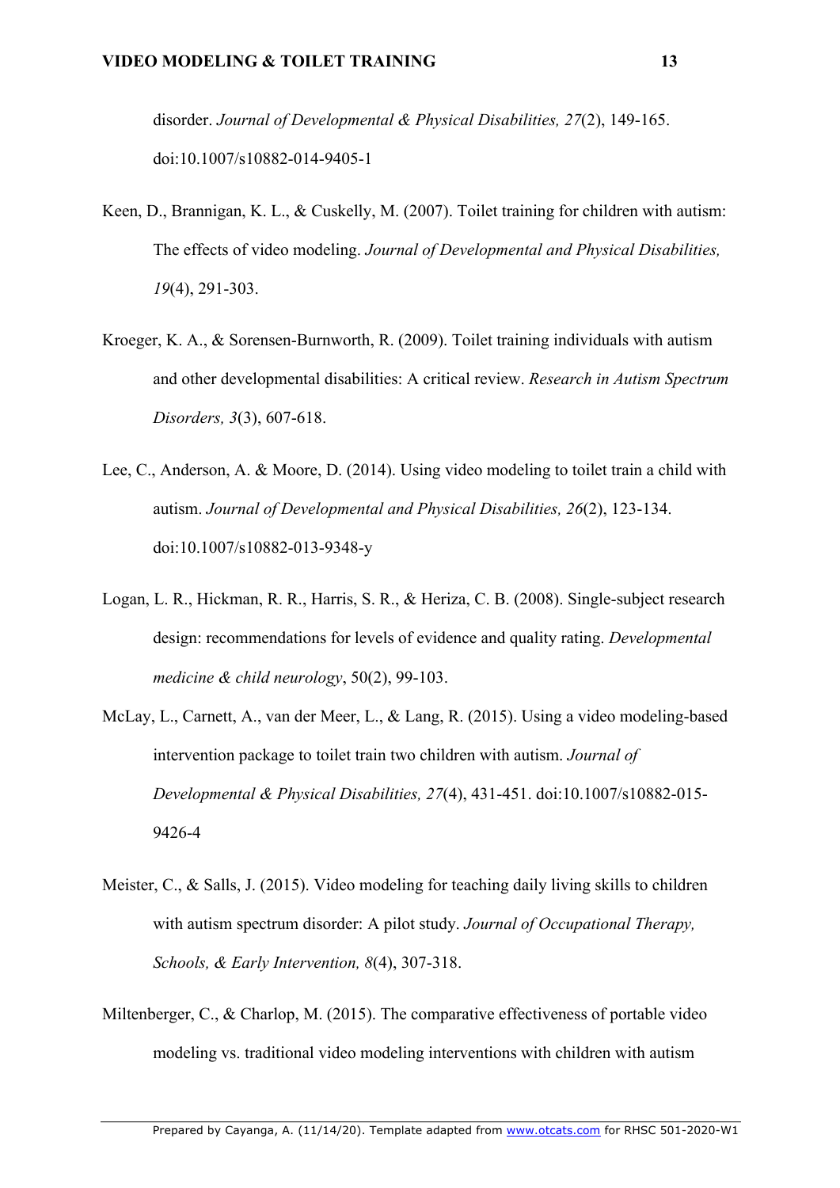disorder. *Journal of Developmental & Physical Disabilities, 27*(2), 149-165. doi:10.1007/s10882-014-9405-1

Keen, D., Brannigan, K. L., & Cuskelly, M. (2007). Toilet training for children with autism: The effects of video modeling. *Journal of Developmental and Physical Disabilities, 19*(4), 291-303.

Kroeger, K. A., & Sorensen-Burnworth, R. (2009). Toilet training individuals with autism and other developmental disabilities: A critical review. *Research in Autism Spectrum Disorders, 3*(3), 607-618.

Lee, C., Anderson, A. & Moore, D. (2014). Using video modeling to toilet train a child with autism. *Journal of Developmental and Physical Disabilities, 26*(2), 123-134. doi:10.1007/s10882-013-9348-y

Logan, L. R., Hickman, R. R., Harris, S. R., & Heriza, C. B. (2008). Single-subject research design: recommendations for levels of evidence and quality rating. *Developmental medicine & child neurology*, 50(2), 99-103.

McLay, L., Carnett, A., van der Meer, L., & Lang, R. (2015). Using a video modeling-based intervention package to toilet train two children with autism. *Journal of Developmental & Physical Disabilities, 27*(4), 431-451. doi:10.1007/s10882-015-9426-4

Meister, C., & Salls, J. (2015). Video modeling for teaching daily living skills to children with autism spectrum disorder: A pilot study. *Journal of Occupational Therapy, Schools, & Early Intervention, 8*(4), 307-318.

Miltenberger, C., & Charlop, M. (2015). The comparative effectiveness of portable video modeling vs. traditional video modeling interventions with children with autism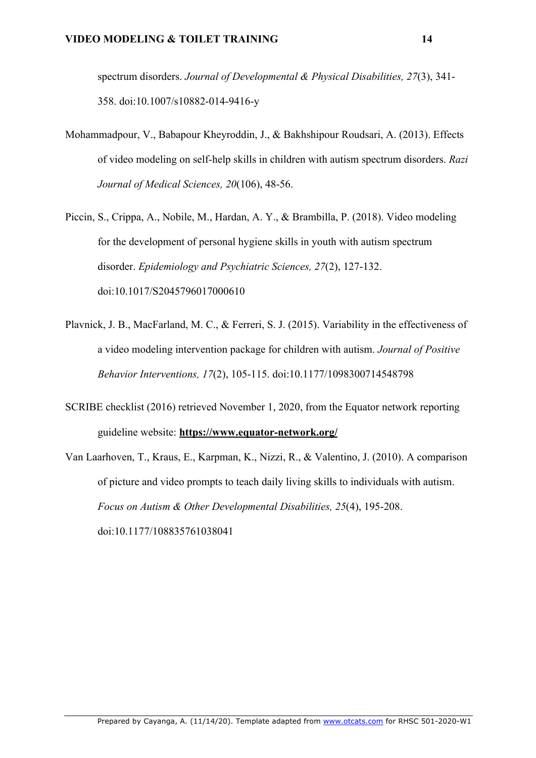spectrum disorders. *Journal of Developmental & Physical Disabilities, 27*(3), 341-358. doi:10.1007/s10882-014-9416-y

Mohammadpour, V., Babapour Kheyroddin, J., & Bakhshipour Roudsari, A. (2013). Effects of video modeling on self-help skills in children with autism spectrum disorders. *Razi Journal of Medical Sciences, 20*(106), 48-56.

Piccin, S., Crippa, A., Nobile, M., Hardan, A. Y., & Brambilla, P. (2018). Video modeling for the development of personal hygiene skills in youth with autism spectrum disorder. *Epidemiology and Psychiatric Sciences, 27*(2), 127-132. doi:10.1017/S2045796017000610

Plavnick, J. B., MacFarland, M. C., & Ferreri, S. J. (2015). Variability in the effectiveness of a video modeling intervention package for children with autism. *Journal of Positive Behavior Interventions, 17*(2), 105-115. doi:10.1177/1098300714548798

SCRIBE checklist (2016) retrieved November 1, 2020, from the Equator network reporting guideline website: **https://www.equator-network.org/**

Van Laarhoven, T., Kraus, E., Karpman, K., Nizzi, R., & Valentino, J. (2010). A comparison of picture and video prompts to teach daily living skills to individuals with autism. *Focus on Autism & Other Developmental Disabilities, 25*(4), 195-208. doi:10.1177/108835761038041

Prepared by Cayanga, A. (11/14/20). Template adapted from www.otcats.com for RHSC 501-2020-W1